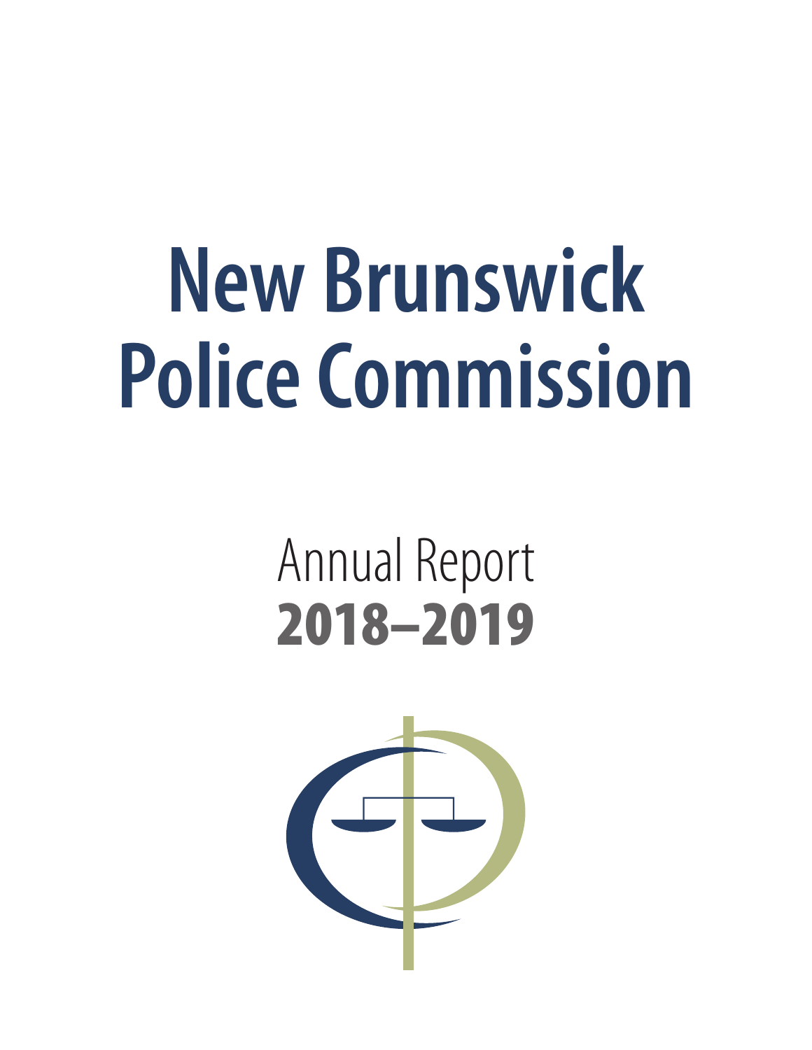# New Brunswick Police Commission

## Annual Report 2018–2019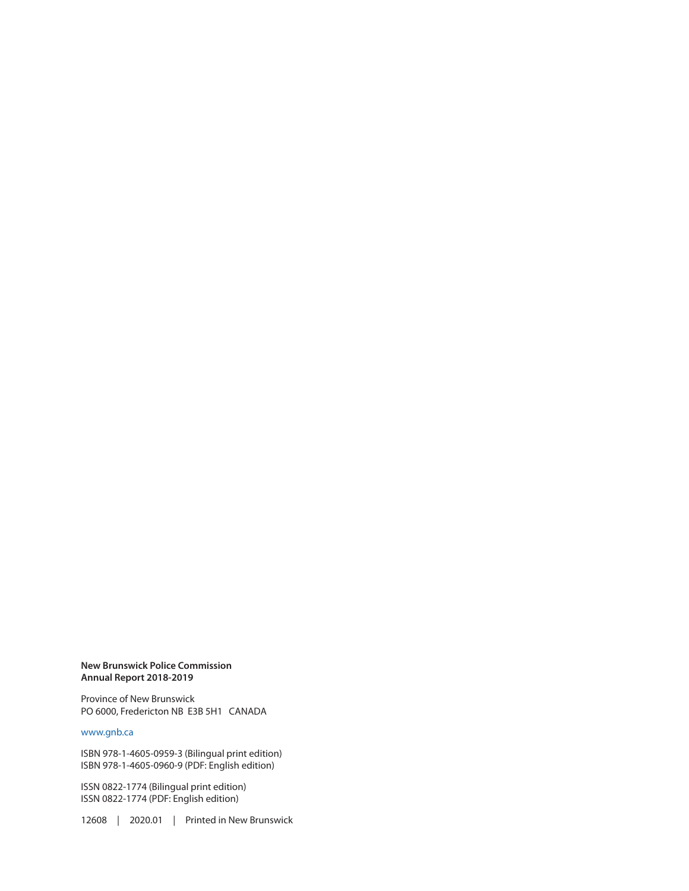**New Brunswick Police Commission**
**Annual Report 2018-2019**

Province of New Brunswick
PO 6000, Fredericton NB E3B 5H1 CANADA

www.gnb.ca

ISBN 978-1-4605-0959-3 (Bilingual print edition)
ISBN 978-1-4605-0960-9 (PDF: English edition)

ISSN 0822-1774 (Bilingual print edition)
ISSN 0822-1774 (PDF: English edition)

12608 | 2020.01 | Printed in New Brunswick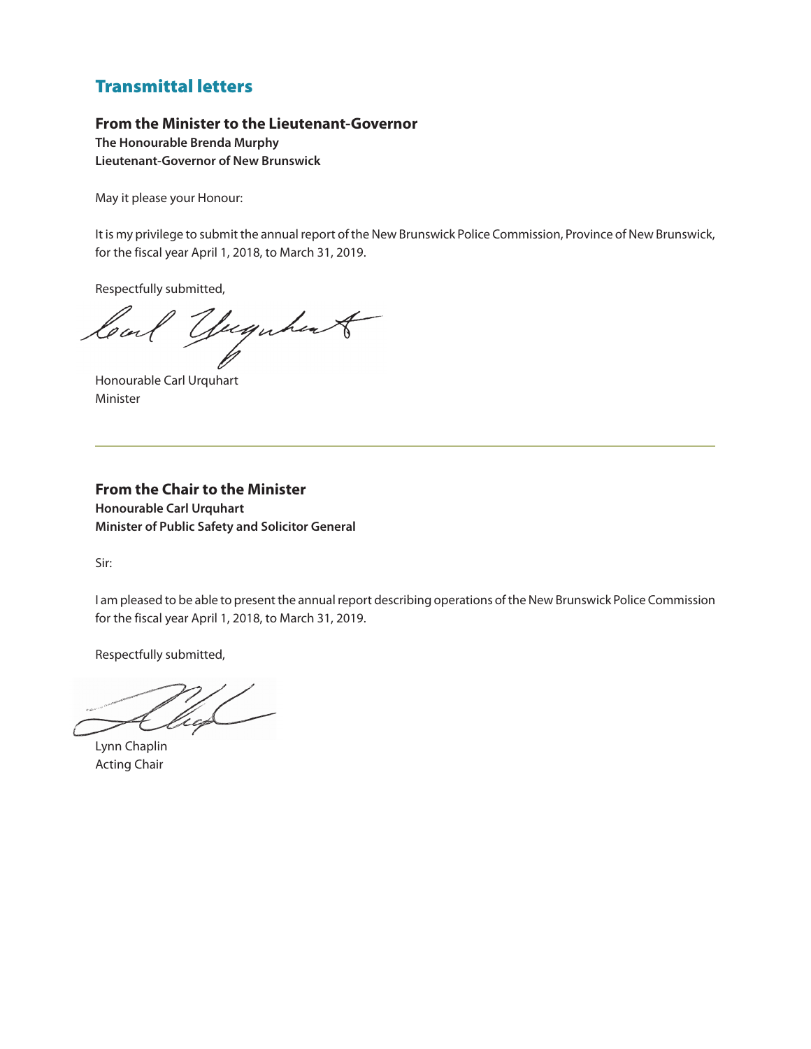## Transmittal letters

### From the Minister to the Lieutenant-Governor

**The Honourable Brenda Murphy**
**Lieutenant-Governor of New Brunswick**

May it please your Honour:

It is my privilege to submit the annual report of the New Brunswick Police Commission, Province of New Brunswick, for the fiscal year April 1, 2018, to March 31, 2019.

Respectfully submitted,

Honourable Carl Urquhart
Minister

---

### From the Chair to the Minister

**Honourable Carl Urquhart**
**Minister of Public Safety and Solicitor General**

Sir:

I am pleased to be able to present the annual report describing operations of the New Brunswick Police Commission for the fiscal year April 1, 2018, to March 31, 2019.

Respectfully submitted,

Lynn Chaplin
Acting Chair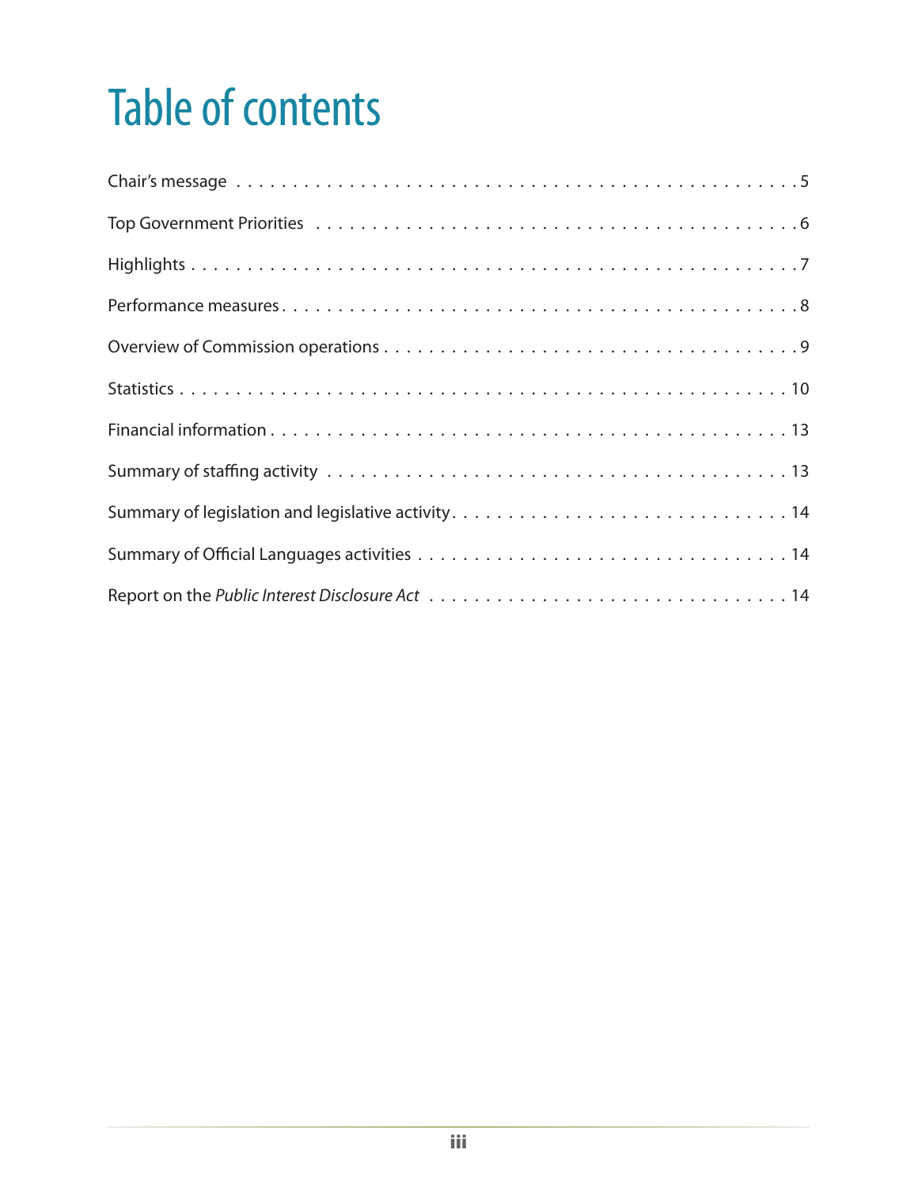# Table of contents

Chair's message . . . . . . . . . . . . . . . . . . . . . . . . . . . . . . . . . . . . . . . . . . . . . . 5

Top Government Priorities . . . . . . . . . . . . . . . . . . . . . . . . . . . . . . . . . . . . . . . . . 6

Highlights . . . . . . . . . . . . . . . . . . . . . . . . . . . . . . . . . . . . . . . . . . . . . . . . . . . 7

Performance measures . . . . . . . . . . . . . . . . . . . . . . . . . . . . . . . . . . . . . . . . . . . 8

Overview of Commission operations . . . . . . . . . . . . . . . . . . . . . . . . . . . . . . . . . . 9

Statistics . . . . . . . . . . . . . . . . . . . . . . . . . . . . . . . . . . . . . . . . . . . . . . . . . . . 10

Financial information . . . . . . . . . . . . . . . . . . . . . . . . . . . . . . . . . . . . . . . . . . . 13

Summary of staffing activity . . . . . . . . . . . . . . . . . . . . . . . . . . . . . . . . . . . . . . 13

Summary of legislation and legislative activity . . . . . . . . . . . . . . . . . . . . . . . . . . . 14

Summary of Official Languages activities . . . . . . . . . . . . . . . . . . . . . . . . . . . . . . 14

Report on the *Public Interest Disclosure Act* . . . . . . . . . . . . . . . . . . . . . . . . . . . 14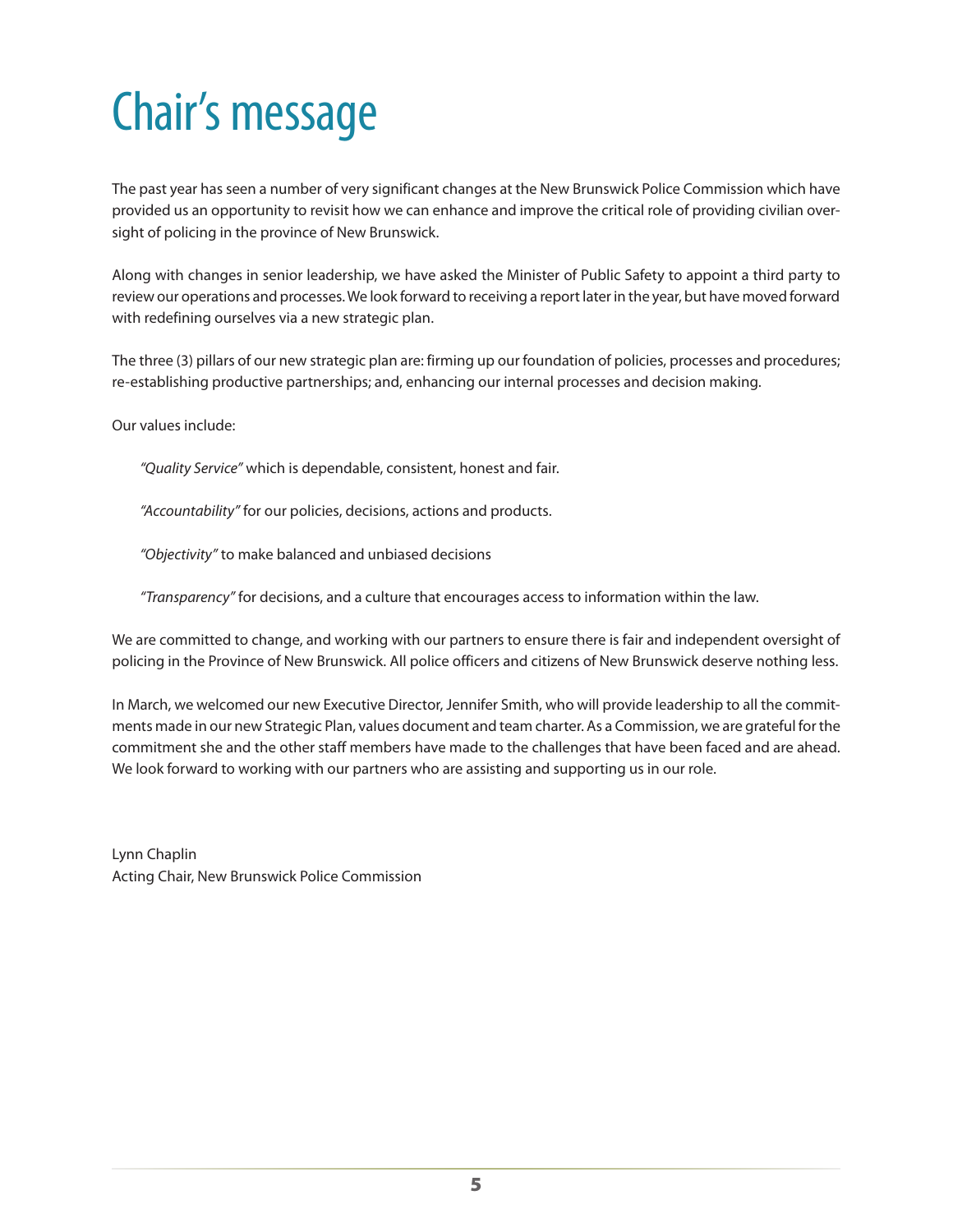# Chair's message

The past year has seen a number of very significant changes at the New Brunswick Police Commission which have provided us an opportunity to revisit how we can enhance and improve the critical role of providing civilian oversight of policing in the province of New Brunswick.

Along with changes in senior leadership, we have asked the Minister of Public Safety to appoint a third party to review our operations and processes. We look forward to receiving a report later in the year, but have moved forward with redefining ourselves via a new strategic plan.

The three (3) pillars of our new strategic plan are: firming up our foundation of policies, processes and procedures; re-establishing productive partnerships; and, enhancing our internal processes and decision making.

Our values include:

> *"Quality Service"* which is dependable, consistent, honest and fair.
>
> *"Accountability"* for our policies, decisions, actions and products.
>
> *"Objectivity"* to make balanced and unbiased decisions
>
> *"Transparency"* for decisions, and a culture that encourages access to information within the law.

We are committed to change, and working with our partners to ensure there is fair and independent oversight of policing in the Province of New Brunswick. All police officers and citizens of New Brunswick deserve nothing less.

In March, we welcomed our new Executive Director, Jennifer Smith, who will provide leadership to all the commitments made in our new Strategic Plan, values document and team charter. As a Commission, we are grateful for the commitment she and the other staff members have made to the challenges that have been faced and are ahead. We look forward to working with our partners who are assisting and supporting us in our role.

Lynn Chaplin
Acting Chair, New Brunswick Police Commission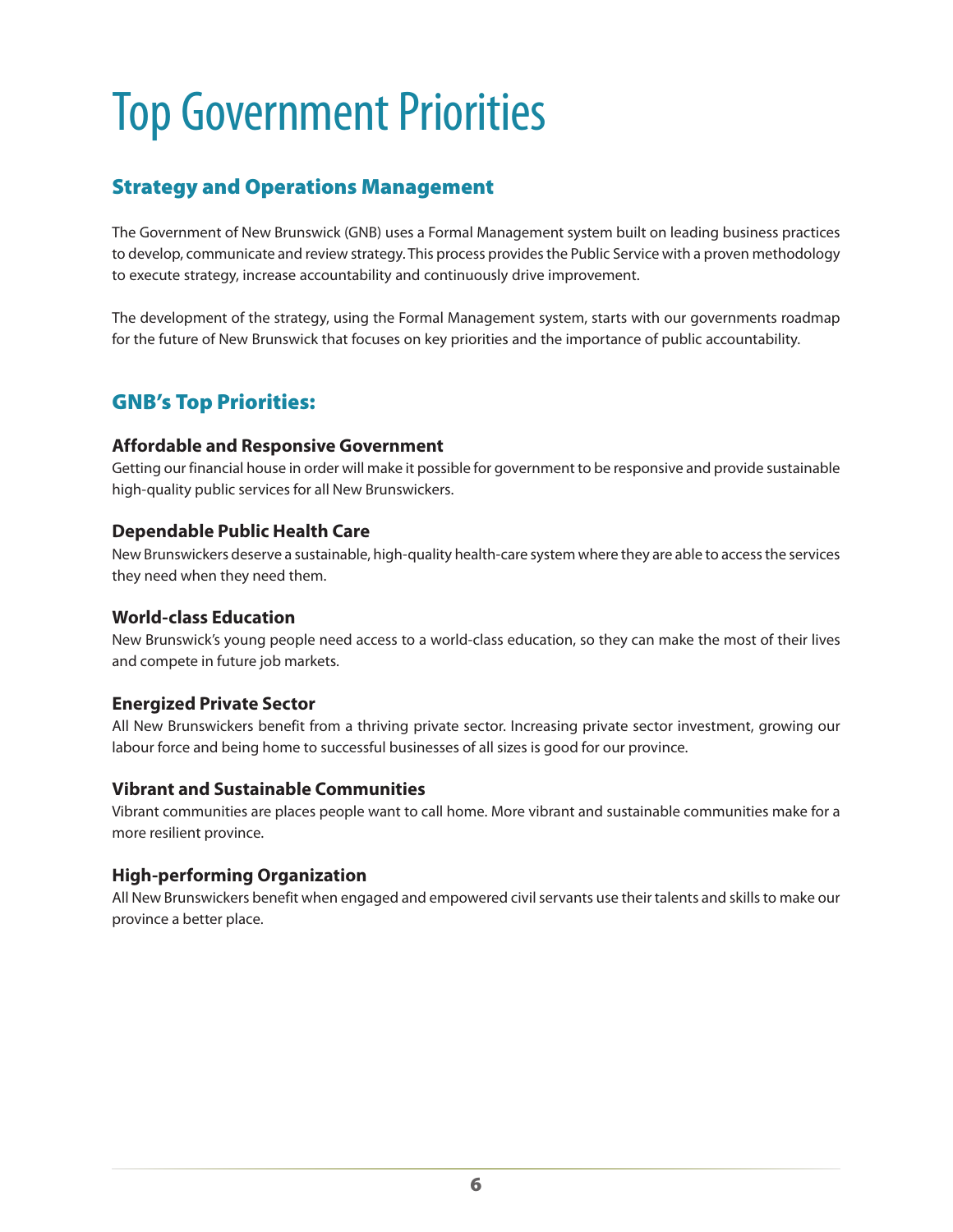# Top Government Priorities

## Strategy and Operations Management

The Government of New Brunswick (GNB) uses a Formal Management system built on leading business practices to develop, communicate and review strategy. This process provides the Public Service with a proven methodology to execute strategy, increase accountability and continuously drive improvement.

The development of the strategy, using the Formal Management system, starts with our governments roadmap for the future of New Brunswick that focuses on key priorities and the importance of public accountability.

## GNB's Top Priorities:

### Affordable and Responsive Government

Getting our financial house in order will make it possible for government to be responsive and provide sustainable high-quality public services for all New Brunswickers.

### Dependable Public Health Care

New Brunswickers deserve a sustainable, high-quality health-care system where they are able to access the services they need when they need them.

### World-class Education

New Brunswick's young people need access to a world-class education, so they can make the most of their lives and compete in future job markets.

### Energized Private Sector

All New Brunswickers benefit from a thriving private sector. Increasing private sector investment, growing our labour force and being home to successful businesses of all sizes is good for our province.

### Vibrant and Sustainable Communities

Vibrant communities are places people want to call home. More vibrant and sustainable communities make for a more resilient province.

### High-performing Organization

All New Brunswickers benefit when engaged and empowered civil servants use their talents and skills to make our province a better place.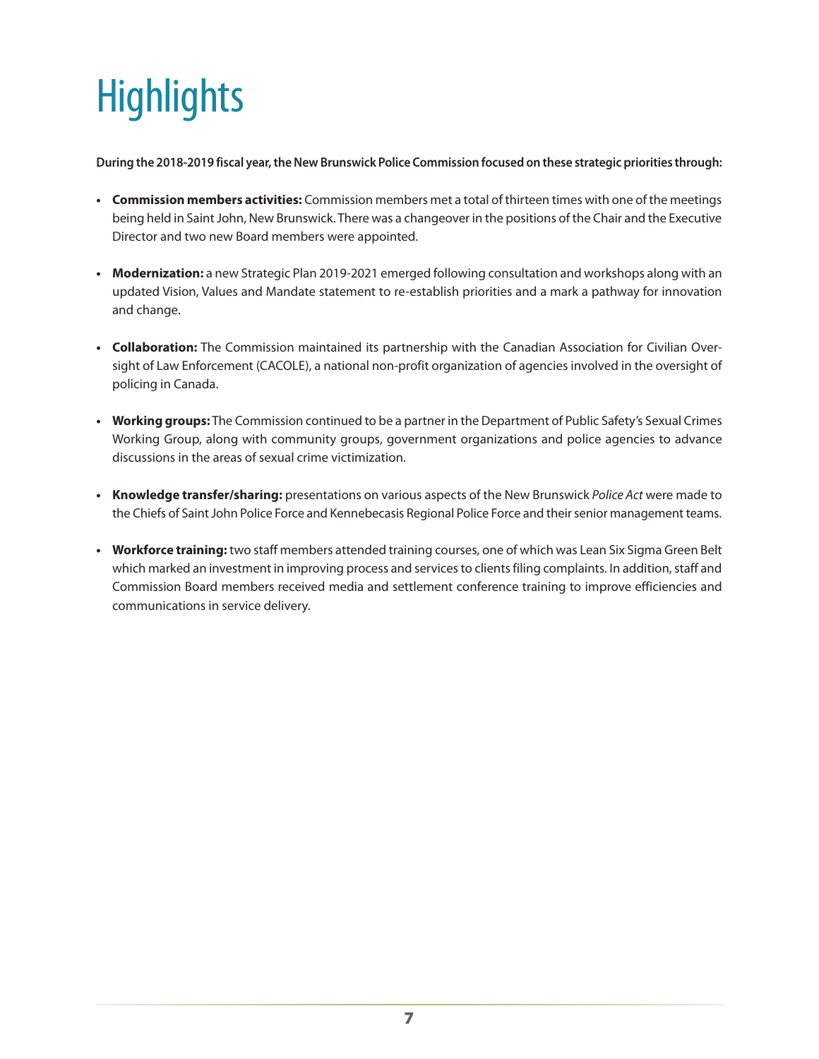# Highlights

**During the 2018-2019 fiscal year, the New Brunswick Police Commission focused on these strategic priorities through:**

- **Commission members activities:** Commission members met a total of thirteen times with one of the meetings being held in Saint John, New Brunswick. There was a changeover in the positions of the Chair and the Executive Director and two new Board members were appointed.
- **Modernization:** a new Strategic Plan 2019-2021 emerged following consultation and workshops along with an updated Vision, Values and Mandate statement to re-establish priorities and a mark a pathway for innovation and change.
- **Collaboration:** The Commission maintained its partnership with the Canadian Association for Civilian Oversight of Law Enforcement (CACOLE), a national non-profit organization of agencies involved in the oversight of policing in Canada.
- **Working groups:** The Commission continued to be a partner in the Department of Public Safety's Sexual Crimes Working Group, along with community groups, government organizations and police agencies to advance discussions in the areas of sexual crime victimization.
- **Knowledge transfer/sharing:** presentations on various aspects of the New Brunswick *Police Act* were made to the Chiefs of Saint John Police Force and Kennebecasis Regional Police Force and their senior management teams.
- **Workforce training:** two staff members attended training courses, one of which was Lean Six Sigma Green Belt which marked an investment in improving process and services to clients filing complaints. In addition, staff and Commission Board members received media and settlement conference training to improve efficiencies and communications in service delivery.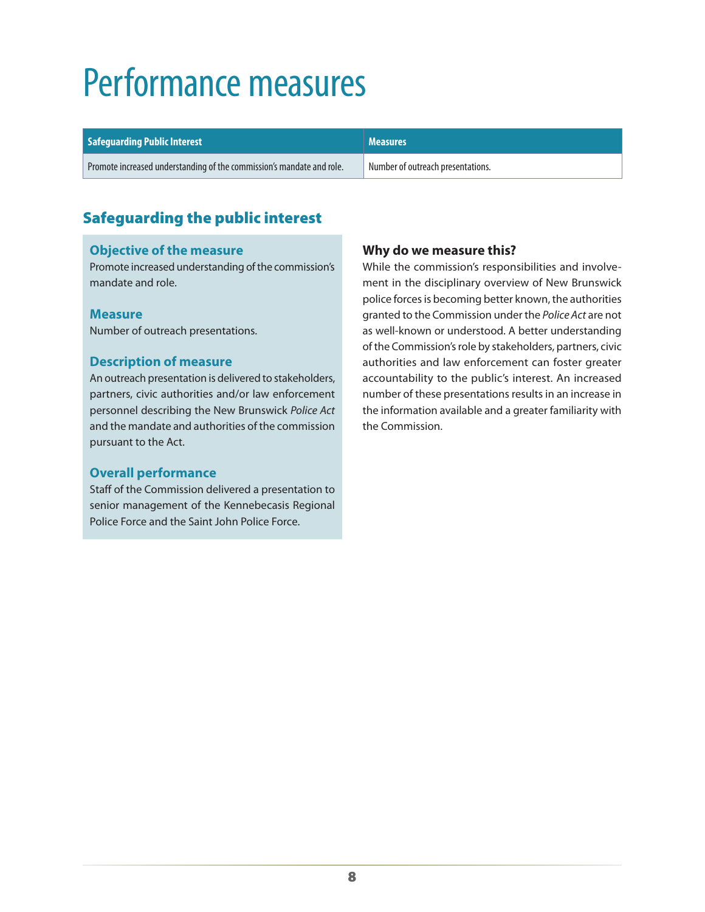# Performance measures

| Safeguarding Public Interest | Measures |
|---|---|
| Promote increased understanding of the commission's mandate and role. | Number of outreach presentations. |

## Safeguarding the public interest

### Objective of the measure

Promote increased understanding of the commission's mandate and role.

### Measure

Number of outreach presentations.

### Description of measure

An outreach presentation is delivered to stakeholders, partners, civic authorities and/or law enforcement personnel describing the New Brunswick *Police Act* and the mandate and authorities of the commission pursuant to the Act.

### Overall performance

Staff of the Commission delivered a presentation to senior management of the Kennebecasis Regional Police Force and the Saint John Police Force.

### Why do we measure this?

While the commission's responsibilities and involvement in the disciplinary overview of New Brunswick police forces is becoming better known, the authorities granted to the Commission under the *Police Act* are not as well-known or understood. A better understanding of the Commission's role by stakeholders, partners, civic authorities and law enforcement can foster greater accountability to the public's interest. An increased number of these presentations results in an increase in the information available and a greater familiarity with the Commission.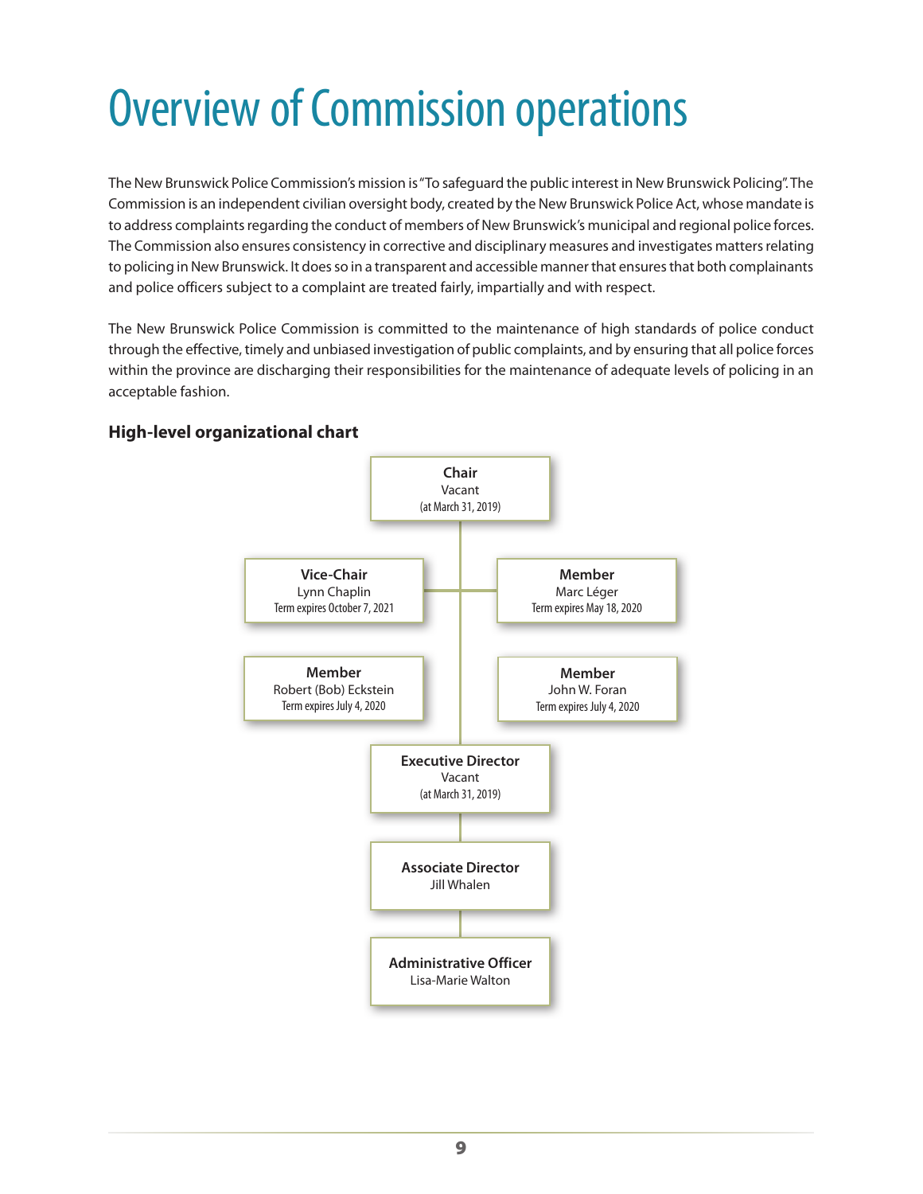# Overview of Commission operations

The New Brunswick Police Commission's mission is "To safeguard the public interest in New Brunswick Policing". The Commission is an independent civilian oversight body, created by the New Brunswick Police Act, whose mandate is to address complaints regarding the conduct of members of New Brunswick's municipal and regional police forces. The Commission also ensures consistency in corrective and disciplinary measures and investigates matters relating to policing in New Brunswick. It does so in a transparent and accessible manner that ensures that both complainants and police officers subject to a complaint are treated fairly, impartially and with respect.

The New Brunswick Police Commission is committed to the maintenance of high standards of police conduct through the effective, timely and unbiased investigation of public complaints, and by ensuring that all police forces within the province are discharging their responsibilities for the maintenance of adequate levels of policing in an acceptable fashion.

### High-level organizational chart

**Chair**
Vacant
(at March 31, 2019)

**Vice-Chair**
Lynn Chaplin
Term expires October 7, 2021

**Member**
Marc Léger
Term expires May 18, 2020

**Member**
Robert (Bob) Eckstein
Term expires July 4, 2020

**Member**
John W. Foran
Term expires July 4, 2020

**Executive Director**
Vacant
(at March 31, 2019)

**Associate Director**
Jill Whalen

**Administrative Officer**
Lisa-Marie Walton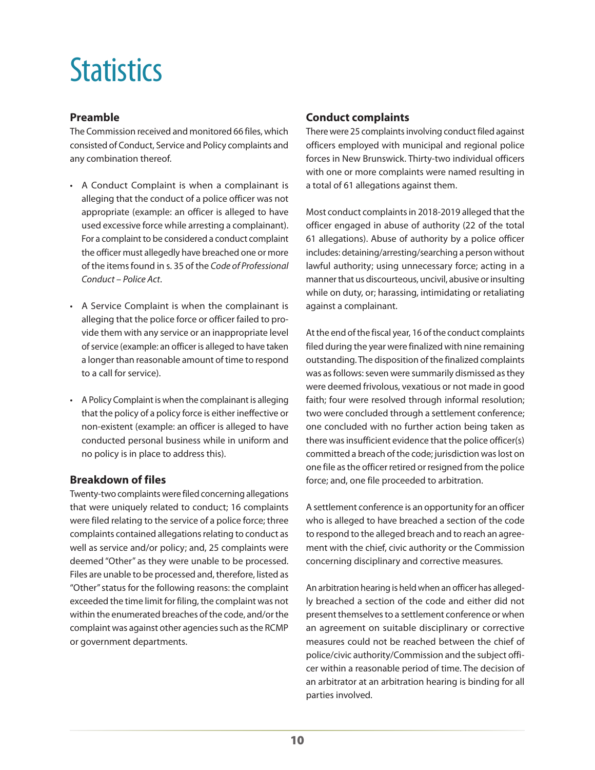# Statistics

### Preamble

The Commission received and monitored 66 files, which consisted of Conduct, Service and Policy complaints and any combination thereof.

- A Conduct Complaint is when a complainant is alleging that the conduct of a police officer was not appropriate (example: an officer is alleged to have used excessive force while arresting a complainant). For a complaint to be considered a conduct complaint the officer must allegedly have breached one or more of the items found in s. 35 of the *Code of Professional Conduct – Police Act*.
- A Service Complaint is when the complainant is alleging that the police force or officer failed to provide them with any service or an inappropriate level of service (example: an officer is alleged to have taken a longer than reasonable amount of time to respond to a call for service).
- A Policy Complaint is when the complainant is alleging that the policy of a policy force is either ineffective or non-existent (example: an officer is alleged to have conducted personal business while in uniform and no policy is in place to address this).

### Breakdown of files

Twenty-two complaints were filed concerning allegations that were uniquely related to conduct; 16 complaints were filed relating to the service of a police force; three complaints contained allegations relating to conduct as well as service and/or policy; and, 25 complaints were deemed "Other" as they were unable to be processed. Files are unable to be processed and, therefore, listed as "Other" status for the following reasons: the complaint exceeded the time limit for filing, the complaint was not within the enumerated breaches of the code, and/or the complaint was against other agencies such as the RCMP or government departments.

### Conduct complaints

There were 25 complaints involving conduct filed against officers employed with municipal and regional police forces in New Brunswick. Thirty-two individual officers with one or more complaints were named resulting in a total of 61 allegations against them.

Most conduct complaints in 2018-2019 alleged that the officer engaged in abuse of authority (22 of the total 61 allegations). Abuse of authority by a police officer includes: detaining/arresting/searching a person without lawful authority; using unnecessary force; acting in a manner that us discourteous, uncivil, abusive or insulting while on duty, or; harassing, intimidating or retaliating against a complainant.

At the end of the fiscal year, 16 of the conduct complaints filed during the year were finalized with nine remaining outstanding. The disposition of the finalized complaints was as follows: seven were summarily dismissed as they were deemed frivolous, vexatious or not made in good faith; four were resolved through informal resolution; two were concluded through a settlement conference; one concluded with no further action being taken as there was insufficient evidence that the police officer(s) committed a breach of the code; jurisdiction was lost on one file as the officer retired or resigned from the police force; and, one file proceeded to arbitration.

A settlement conference is an opportunity for an officer who is alleged to have breached a section of the code to respond to the alleged breach and to reach an agreement with the chief, civic authority or the Commission concerning disciplinary and corrective measures.

An arbitration hearing is held when an officer has allegedly breached a section of the code and either did not present themselves to a settlement conference or when an agreement on suitable disciplinary or corrective measures could not be reached between the chief of police/civic authority/Commission and the subject officer within a reasonable period of time. The decision of an arbitrator at an arbitration hearing is binding for all parties involved.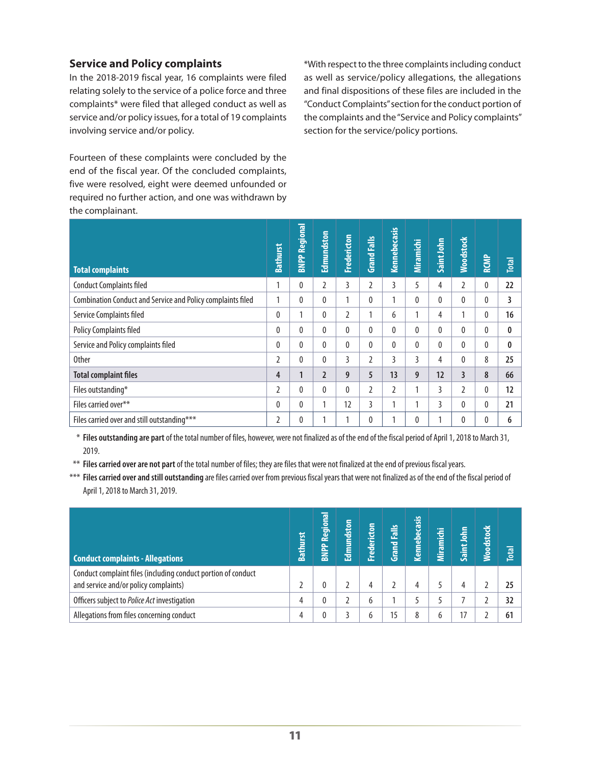## Service and Policy complaints

In the 2018-2019 fiscal year, 16 complaints were filed relating solely to the service of a police force and three complaints* were filed that alleged conduct as well as service and/or policy issues, for a total of 19 complaints involving service and/or policy.

Fourteen of these complaints were concluded by the end of the fiscal year. Of the concluded complaints, five were resolved, eight were deemed unfounded or required no further action, and one was withdrawn by the complainant.

*With respect to the three complaints including conduct as well as service/policy allegations, the allegations and final dispositions of these files are included in the "Conduct Complaints" section for the conduct portion of the complaints and the "Service and Policy complaints" section for the service/policy portions.

| Total complaints | Bathurst | BNPP Regional | Edmundston | Fredericton | Grand Falls | Kennebecasis | Miramichi | Saint John | Woodstock | RCMP | Total |
|---|---|---|---|---|---|---|---|---|---|---|---|
| Conduct Complaints filed | 1 | 0 | 2 | 3 | 2 | 3 | 5 | 4 | 2 | 0 | **22** |
| Combination Conduct and Service and Policy complaints filed | 1 | 0 | 0 | 1 | 0 | 1 | 0 | 0 | 0 | 0 | **3** |
| Service Complaints filed | 0 | 1 | 0 | 2 | 1 | 6 | 1 | 4 | 1 | 0 | **16** |
| Policy Complaints filed | 0 | 0 | 0 | 0 | 0 | 0 | 0 | 0 | 0 | 0 | **0** |
| Service and Policy complaints filed | 0 | 0 | 0 | 0 | 0 | 0 | 0 | 0 | 0 | 0 | **0** |
| Other | 2 | 0 | 0 | 3 | 2 | 3 | 3 | 4 | 0 | 8 | **25** |
| **Total complaint files** | **4** | **1** | **2** | **9** | **5** | **13** | **9** | **12** | **3** | **8** | **66** |
| Files outstanding* | 2 | 0 | 0 | 0 | 2 | 2 | 1 | 3 | 2 | 0 | **12** |
| Files carried over** | 0 | 0 | 1 | 12 | 3 | 1 | 1 | 3 | 0 | 0 | **21** |
| Files carried over and still outstanding*** | 2 | 0 | 1 | 1 | 0 | 1 | 0 | 1 | 0 | 0 | **6** |

\* **Files outstanding are part** of the total number of files, however, were not finalized as of the end of the fiscal period of April 1, 2018 to March 31, 2019.

\** **Files carried over are not part** of the total number of files; they are files that were not finalized at the end of previous fiscal years.

\*** **Files carried over and still outstanding** are files carried over from previous fiscal years that were not finalized as of the end of the fiscal period of April 1, 2018 to March 31, 2019.

| Conduct complaints - Allegations | Bathurst | BNPP Regional | Edmundston | Fredericton | Grand Falls | Kennebecasis | Miramichi | Saint John | Woodstock | Total |
|---|---|---|---|---|---|---|---|---|---|---|
| Conduct complaint files (including conduct portion of conduct and service and/or policy complaints) | 2 | 0 | 2 | 4 | 2 | 4 | 5 | 4 | 2 | **25** |
| Officers subject to *Police Act* investigation | 4 | 0 | 2 | 6 | 1 | 5 | 5 | 7 | 2 | **32** |
| Allegations from files concerning conduct | 4 | 0 | 3 | 6 | 15 | 8 | 6 | 17 | 2 | **61** |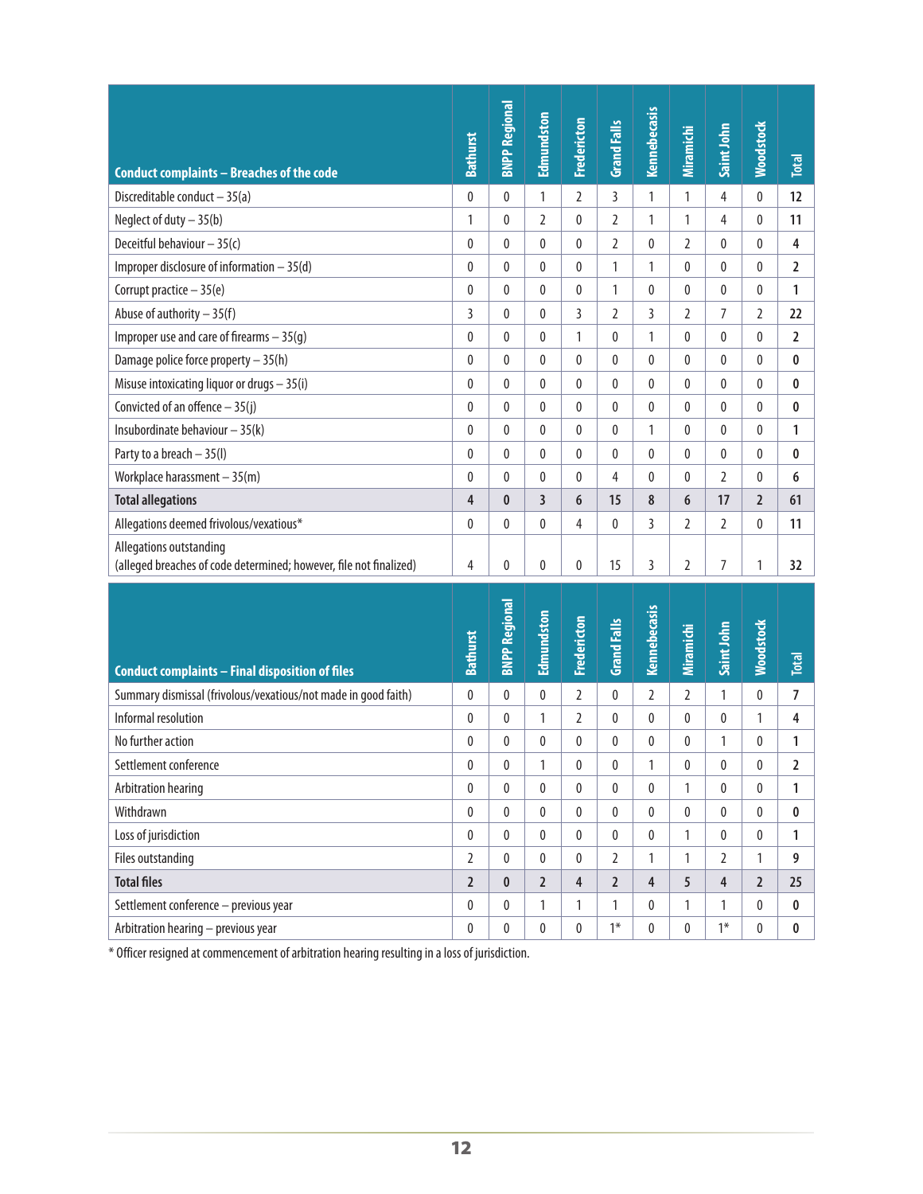| Conduct complaints – Breaches of the code | Bathurst | BNPP Regional | Edmundston | Fredericton | Grand Falls | Kennebecasis | Miramichi | Saint John | Woodstock | Total |
|---|---|---|---|---|---|---|---|---|---|---|
| Discreditable conduct – 35(a) | 0 | 0 | 1 | 2 | 3 | 1 | 1 | 4 | 0 | **12** |
| Neglect of duty – 35(b) | 1 | 0 | 2 | 0 | 2 | 1 | 1 | 4 | 0 | **11** |
| Deceitful behaviour – 35(c) | 0 | 0 | 0 | 0 | 2 | 0 | 2 | 0 | 0 | **4** |
| Improper disclosure of information – 35(d) | 0 | 0 | 0 | 0 | 1 | 1 | 0 | 0 | 0 | **2** |
| Corrupt practice – 35(e) | 0 | 0 | 0 | 0 | 1 | 0 | 0 | 0 | 0 | **1** |
| Abuse of authority – 35(f) | 3 | 0 | 0 | 3 | 2 | 3 | 2 | 7 | 2 | **22** |
| Improper use and care of firearms – 35(g) | 0 | 0 | 0 | 1 | 0 | 1 | 0 | 0 | 0 | **2** |
| Damage police force property – 35(h) | 0 | 0 | 0 | 0 | 0 | 0 | 0 | 0 | 0 | **0** |
| Misuse intoxicating liquor or drugs – 35(i) | 0 | 0 | 0 | 0 | 0 | 0 | 0 | 0 | 0 | **0** |
| Convicted of an offence – 35(j) | 0 | 0 | 0 | 0 | 0 | 0 | 0 | 0 | 0 | **0** |
| Insubordinate behaviour – 35(k) | 0 | 0 | 0 | 0 | 0 | 1 | 0 | 0 | 0 | **1** |
| Party to a breach – 35(l) | 0 | 0 | 0 | 0 | 0 | 0 | 0 | 0 | 0 | **0** |
| Workplace harassment – 35(m) | 0 | 0 | 0 | 0 | 4 | 0 | 0 | 2 | 0 | **6** |
| **Total allegations** | **4** | **0** | **3** | **6** | **15** | **8** | **6** | **17** | **2** | **61** |
| Allegations deemed frivolous/vexatious* | 0 | 0 | 0 | 4 | 0 | 3 | 2 | 2 | 0 | **11** |
| Allegations outstanding (alleged breaches of code determined; however, file not finalized) | 4 | 0 | 0 | 0 | 15 | 3 | 2 | 7 | 1 | **32** |

| Conduct complaints – Final disposition of files | Bathurst | BNPP Regional | Edmundston | Fredericton | Grand Falls | Kennebecasis | Miramichi | Saint John | Woodstock | Total |
|---|---|---|---|---|---|---|---|---|---|---|
| Summary dismissal (frivolous/vexatious/not made in good faith) | 0 | 0 | 0 | 2 | 0 | 2 | 2 | 1 | 0 | **7** |
| Informal resolution | 0 | 0 | 1 | 2 | 0 | 0 | 0 | 0 | 1 | **4** |
| No further action | 0 | 0 | 0 | 0 | 0 | 0 | 0 | 1 | 0 | **1** |
| Settlement conference | 0 | 0 | 1 | 0 | 0 | 1 | 0 | 0 | 0 | **2** |
| Arbitration hearing | 0 | 0 | 0 | 0 | 0 | 0 | 1 | 0 | 0 | **1** |
| Withdrawn | 0 | 0 | 0 | 0 | 0 | 0 | 0 | 0 | 0 | **0** |
| Loss of jurisdiction | 0 | 0 | 0 | 0 | 0 | 0 | 1 | 0 | 0 | **1** |
| Files outstanding | 2 | 0 | 0 | 0 | 2 | 1 | 1 | 2 | 1 | **9** |
| **Total files** | **2** | **0** | **2** | **4** | **2** | **4** | **5** | **4** | **2** | **25** |
| Settlement conference – previous year | 0 | 0 | 1 | 1 | 1 | 0 | 1 | 1 | 0 | **0** |
| Arbitration hearing – previous year | 0 | 0 | 0 | 0 | 1* | 0 | 0 | 1* | 0 | **0** |

* Officer resigned at commencement of arbitration hearing resulting in a loss of jurisdiction.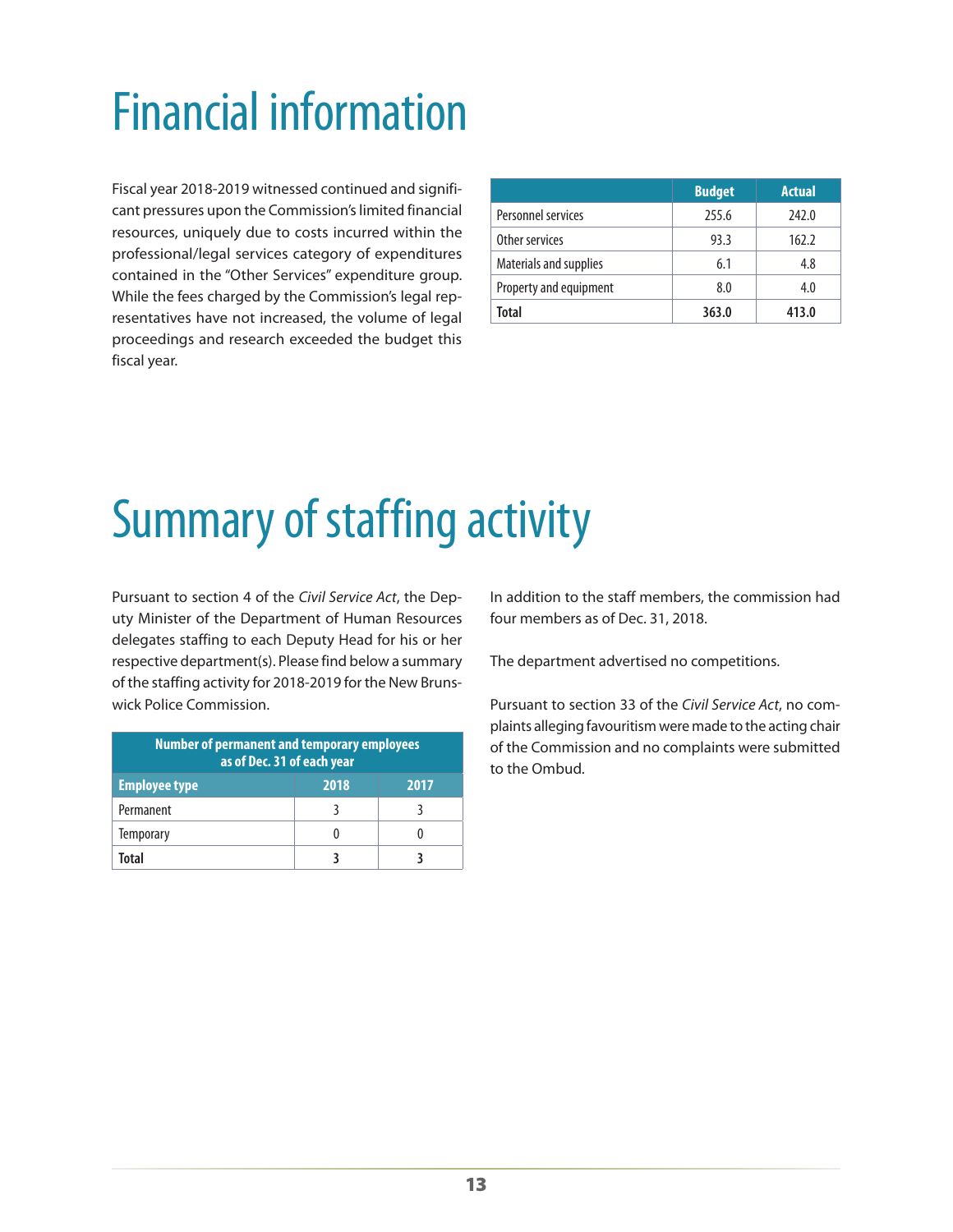# Financial information

Fiscal year 2018-2019 witnessed continued and significant pressures upon the Commission's limited financial resources, uniquely due to costs incurred within the professional/legal services category of expenditures contained in the "Other Services" expenditure group. While the fees charged by the Commission's legal representatives have not increased, the volume of legal proceedings and research exceeded the budget this fiscal year.

| | Budget | Actual |
|---|---|---|
| Personnel services | 255.6 | 242.0 |
| Other services | 93.3 | 162.2 |
| Materials and supplies | 6.1 | 4.8 |
| Property and equipment | 8.0 | 4.0 |
| **Total** | **363.0** | **413.0** |

# Summary of staffing activity

Pursuant to section 4 of the *Civil Service Act*, the Deputy Minister of the Department of Human Resources delegates staffing to each Deputy Head for his or her respective department(s). Please find below a summary of the staffing activity for 2018-2019 for the New Brunswick Police Commission.

| Number of permanent and temporary employees as of Dec. 31 of each year | | |
|---|---|---|
| **Employee type** | **2018** | **2017** |
| Permanent | 3 | 3 |
| Temporary | 0 | 0 |
| **Total** | **3** | **3** |

In addition to the staff members, the commission had four members as of Dec. 31, 2018.

The department advertised no competitions.

Pursuant to section 33 of the *Civil Service Act*, no complaints alleging favouritism were made to the acting chair of the Commission and no complaints were submitted to the Ombud.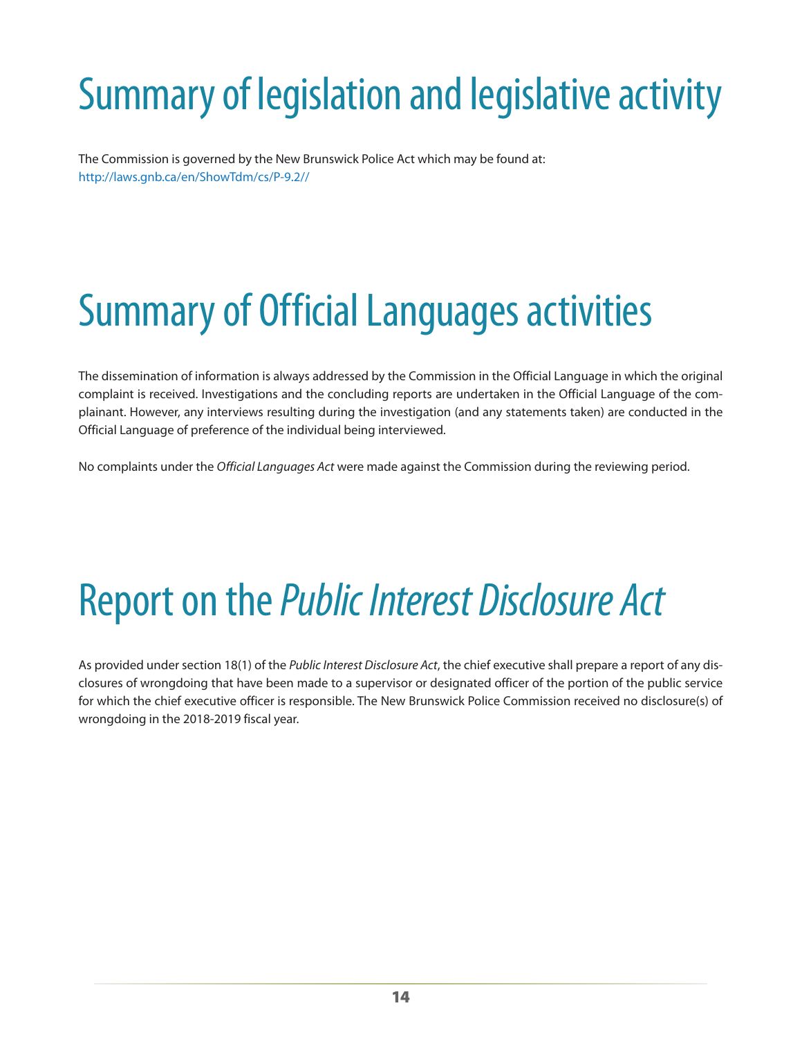# Summary of legislation and legislative activity

The Commission is governed by the New Brunswick Police Act which may be found at:
http://laws.gnb.ca/en/ShowTdm/cs/P-9.2//

# Summary of Official Languages activities

The dissemination of information is always addressed by the Commission in the Official Language in which the original complaint is received. Investigations and the concluding reports are undertaken in the Official Language of the complainant. However, any interviews resulting during the investigation (and any statements taken) are conducted in the Official Language of preference of the individual being interviewed.

No complaints under the *Official Languages Act* were made against the Commission during the reviewing period.

# Report on the *Public Interest Disclosure Act*

As provided under section 18(1) of the *Public Interest Disclosure Act*, the chief executive shall prepare a report of any disclosures of wrongdoing that have been made to a supervisor or designated officer of the portion of the public service for which the chief executive officer is responsible. The New Brunswick Police Commission received no disclosure(s) of wrongdoing in the 2018-2019 fiscal year.